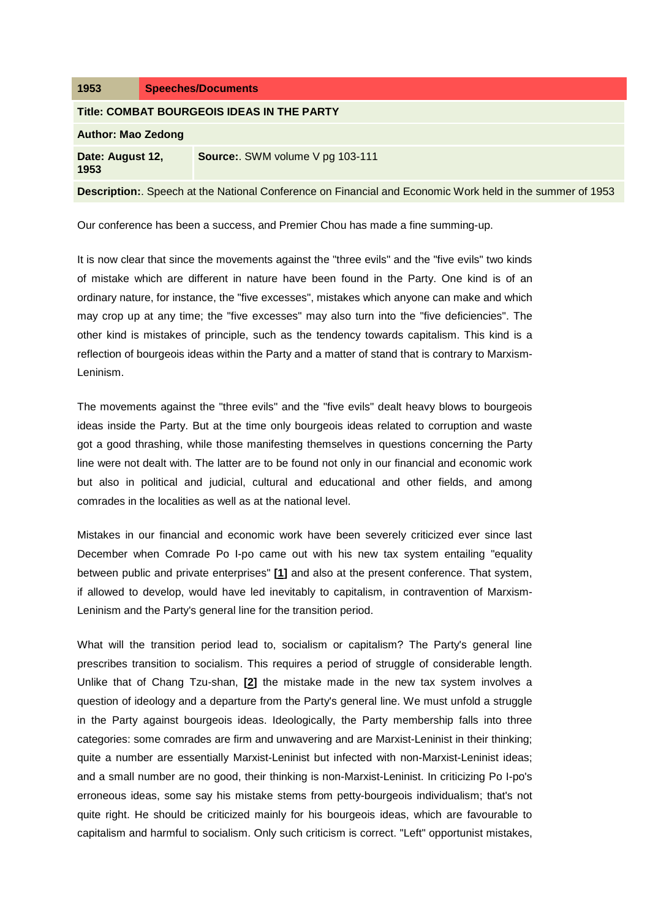| 1953 | Speeches/Documents |
|---|---|
| **Title: COMBAT BOURGEOIS IDEAS IN THE PARTY** | |
| **Author: Mao Zedong** | |
| **Date: August 12, 1953** | **Source:**. SWM volume V pg 103-111 |
| **Description:**. Speech at the National Conference on Financial and Economic Work held in the summer of 1953 | |

Our conference has been a success, and Premier Chou has made a fine summing-up.

It is now clear that since the movements against the "three evils" and the "five evils" two kinds of mistake which are different in nature have been found in the Party. One kind is of an ordinary nature, for instance, the "five excesses", mistakes which anyone can make and which may crop up at any time; the "five excesses" may also turn into the "five deficiencies". The other kind is mistakes of principle, such as the tendency towards capitalism. This kind is a reflection of bourgeois ideas within the Party and a matter of stand that is contrary to Marxism-Leninism.

The movements against the "three evils" and the "five evils" dealt heavy blows to bourgeois ideas inside the Party. But at the time only bourgeois ideas related to corruption and waste got a good thrashing, while those manifesting themselves in questions concerning the Party line were not dealt with. The latter are to be found not only in our financial and economic work but also in political and judicial, cultural and educational and other fields, and among comrades in the localities as well as at the national level.

Mistakes in our financial and economic work have been severely criticized ever since last December when Comrade Po I-po came out with his new tax system entailing "equality between public and private enterprises" **[1]** and also at the present conference. That system, if allowed to develop, would have led inevitably to capitalism, in contravention of Marxism-Leninism and the Party's general line for the transition period.

What will the transition period lead to, socialism or capitalism? The Party's general line prescribes transition to socialism. This requires a period of struggle of considerable length. Unlike that of Chang Tzu-shan, **[2]** the mistake made in the new tax system involves a question of ideology and a departure from the Party's general line. We must unfold a struggle in the Party against bourgeois ideas. Ideologically, the Party membership falls into three categories: some comrades are firm and unwavering and are Marxist-Leninist in their thinking; quite a number are essentially Marxist-Leninist but infected with non-Marxist-Leninist ideas; and a small number are no good, their thinking is non-Marxist-Leninist. In criticizing Po I-po's erroneous ideas, some say his mistake stems from petty-bourgeois individualism; that's not quite right. He should be criticized mainly for his bourgeois ideas, which are favourable to capitalism and harmful to socialism. Only such criticism is correct. "Left" opportunist mistakes,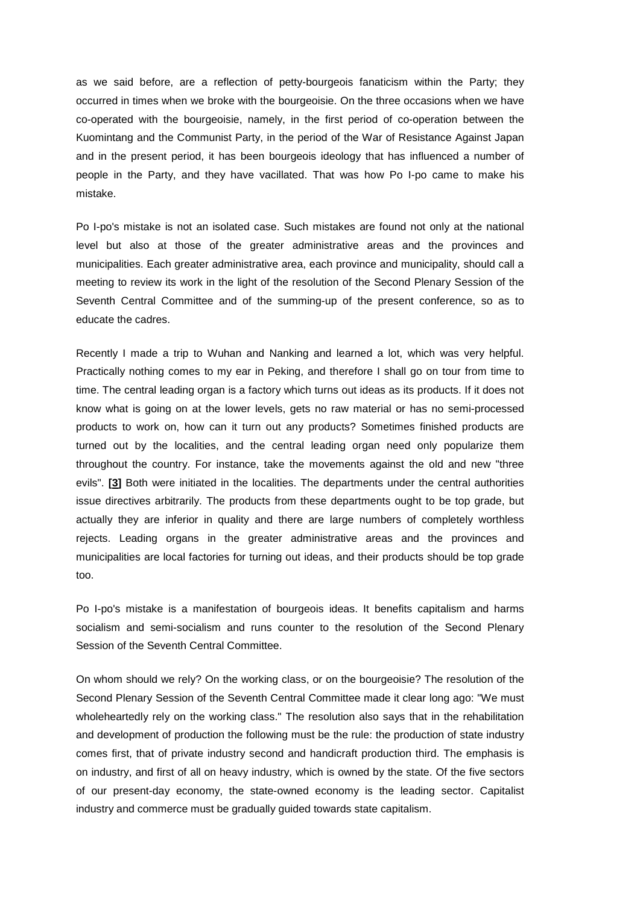as we said before, are a reflection of petty-bourgeois fanaticism within the Party; they occurred in times when we broke with the bourgeoisie. On the three occasions when we have co-operated with the bourgeoisie, namely, in the first period of co-operation between the Kuomintang and the Communist Party, in the period of the War of Resistance Against Japan and in the present period, it has been bourgeois ideology that has influenced a number of people in the Party, and they have vacillated. That was how Po I-po came to make his mistake.

Po I-po's mistake is not an isolated case. Such mistakes are found not only at the national level but also at those of the greater administrative areas and the provinces and municipalities. Each greater administrative area, each province and municipality, should call a meeting to review its work in the light of the resolution of the Second Plenary Session of the Seventh Central Committee and of the summing-up of the present conference, so as to educate the cadres.

Recently I made a trip to Wuhan and Nanking and learned a lot, which was very helpful. Practically nothing comes to my ear in Peking, and therefore I shall go on tour from time to time. The central leading organ is a factory which turns out ideas as its products. If it does not know what is going on at the lower levels, gets no raw material or has no semi-processed products to work on, how can it turn out any products? Sometimes finished products are turned out by the localities, and the central leading organ need only popularize them throughout the country. For instance, take the movements against the old and new "three evils". **[3]** Both were initiated in the localities. The departments under the central authorities issue directives arbitrarily. The products from these departments ought to be top grade, but actually they are inferior in quality and there are large numbers of completely worthless rejects. Leading organs in the greater administrative areas and the provinces and municipalities are local factories for turning out ideas, and their products should be top grade too.

Po I-po's mistake is a manifestation of bourgeois ideas. It benefits capitalism and harms socialism and semi-socialism and runs counter to the resolution of the Second Plenary Session of the Seventh Central Committee.

On whom should we rely? On the working class, or on the bourgeoisie? The resolution of the Second Plenary Session of the Seventh Central Committee made it clear long ago: "We must wholeheartedly rely on the working class." The resolution also says that in the rehabilitation and development of production the following must be the rule: the production of state industry comes first, that of private industry second and handicraft production third. The emphasis is on industry, and first of all on heavy industry, which is owned by the state. Of the five sectors of our present-day economy, the state-owned economy is the leading sector. Capitalist industry and commerce must be gradually guided towards state capitalism.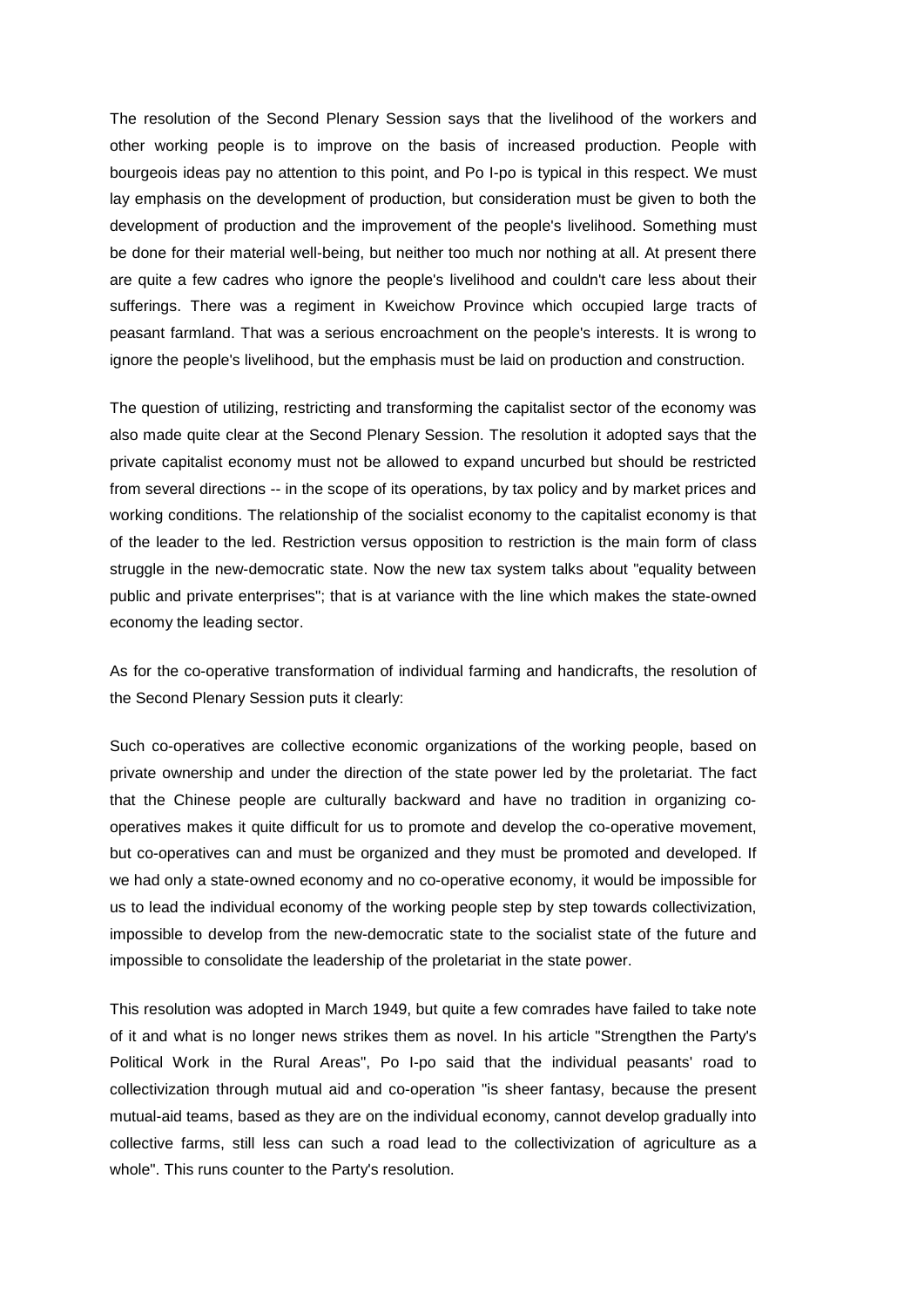The resolution of the Second Plenary Session says that the livelihood of the workers and other working people is to improve on the basis of increased production. People with bourgeois ideas pay no attention to this point, and Po I-po is typical in this respect. We must lay emphasis on the development of production, but consideration must be given to both the development of production and the improvement of the people's livelihood. Something must be done for their material well-being, but neither too much nor nothing at all. At present there are quite a few cadres who ignore the people's livelihood and couldn't care less about their sufferings. There was a regiment in Kweichow Province which occupied large tracts of peasant farmland. That was a serious encroachment on the people's interests. It is wrong to ignore the people's livelihood, but the emphasis must be laid on production and construction.

The question of utilizing, restricting and transforming the capitalist sector of the economy was also made quite clear at the Second Plenary Session. The resolution it adopted says that the private capitalist economy must not be allowed to expand uncurbed but should be restricted from several directions -- in the scope of its operations, by tax policy and by market prices and working conditions. The relationship of the socialist economy to the capitalist economy is that of the leader to the led. Restriction versus opposition to restriction is the main form of class struggle in the new-democratic state. Now the new tax system talks about "equality between public and private enterprises"; that is at variance with the line which makes the state-owned economy the leading sector.

As for the co-operative transformation of individual farming and handicrafts, the resolution of the Second Plenary Session puts it clearly:

Such co-operatives are collective economic organizations of the working people, based on private ownership and under the direction of the state power led by the proletariat. The fact that the Chinese people are culturally backward and have no tradition in organizing co-operatives makes it quite difficult for us to promote and develop the co-operative movement, but co-operatives can and must be organized and they must be promoted and developed. If we had only a state-owned economy and no co-operative economy, it would be impossible for us to lead the individual economy of the working people step by step towards collectivization, impossible to develop from the new-democratic state to the socialist state of the future and impossible to consolidate the leadership of the proletariat in the state power.

This resolution was adopted in March 1949, but quite a few comrades have failed to take note of it and what is no longer news strikes them as novel. In his article "Strengthen the Party's Political Work in the Rural Areas", Po I-po said that the individual peasants' road to collectivization through mutual aid and co-operation "is sheer fantasy, because the present mutual-aid teams, based as they are on the individual economy, cannot develop gradually into collective farms, still less can such a road lead to the collectivization of agriculture as a whole". This runs counter to the Party's resolution.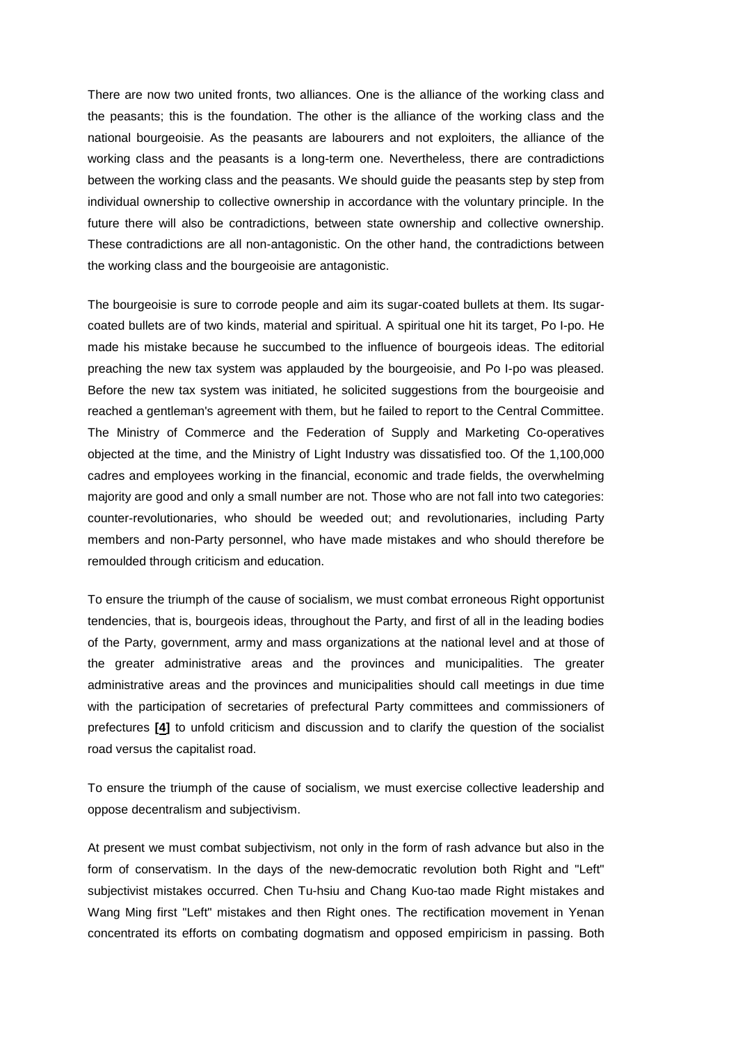There are now two united fronts, two alliances. One is the alliance of the working class and the peasants; this is the foundation. The other is the alliance of the working class and the national bourgeoisie. As the peasants are labourers and not exploiters, the alliance of the working class and the peasants is a long-term one. Nevertheless, there are contradictions between the working class and the peasants. We should guide the peasants step by step from individual ownership to collective ownership in accordance with the voluntary principle. In the future there will also be contradictions, between state ownership and collective ownership. These contradictions are all non-antagonistic. On the other hand, the contradictions between the working class and the bourgeoisie are antagonistic.

The bourgeoisie is sure to corrode people and aim its sugar-coated bullets at them. Its sugar-coated bullets are of two kinds, material and spiritual. A spiritual one hit its target, Po I-po. He made his mistake because he succumbed to the influence of bourgeois ideas. The editorial preaching the new tax system was applauded by the bourgeoisie, and Po I-po was pleased. Before the new tax system was initiated, he solicited suggestions from the bourgeoisie and reached a gentleman's agreement with them, but he failed to report to the Central Committee. The Ministry of Commerce and the Federation of Supply and Marketing Co-operatives objected at the time, and the Ministry of Light Industry was dissatisfied too. Of the 1,100,000 cadres and employees working in the financial, economic and trade fields, the overwhelming majority are good and only a small number are not. Those who are not fall into two categories: counter-revolutionaries, who should be weeded out; and revolutionaries, including Party members and non-Party personnel, who have made mistakes and who should therefore be remoulded through criticism and education.

To ensure the triumph of the cause of socialism, we must combat erroneous Right opportunist tendencies, that is, bourgeois ideas, throughout the Party, and first of all in the leading bodies of the Party, government, army and mass organizations at the national level and at those of the greater administrative areas and the provinces and municipalities. The greater administrative areas and the provinces and municipalities should call meetings in due time with the participation of secretaries of prefectural Party committees and commissioners of prefectures **[4]** to unfold criticism and discussion and to clarify the question of the socialist road versus the capitalist road.

To ensure the triumph of the cause of socialism, we must exercise collective leadership and oppose decentralism and subjectivism.

At present we must combat subjectivism, not only in the form of rash advance but also in the form of conservatism. In the days of the new-democratic revolution both Right and "Left" subjectivist mistakes occurred. Chen Tu-hsiu and Chang Kuo-tao made Right mistakes and Wang Ming first "Left" mistakes and then Right ones. The rectification movement in Yenan concentrated its efforts on combating dogmatism and opposed empiricism in passing. Both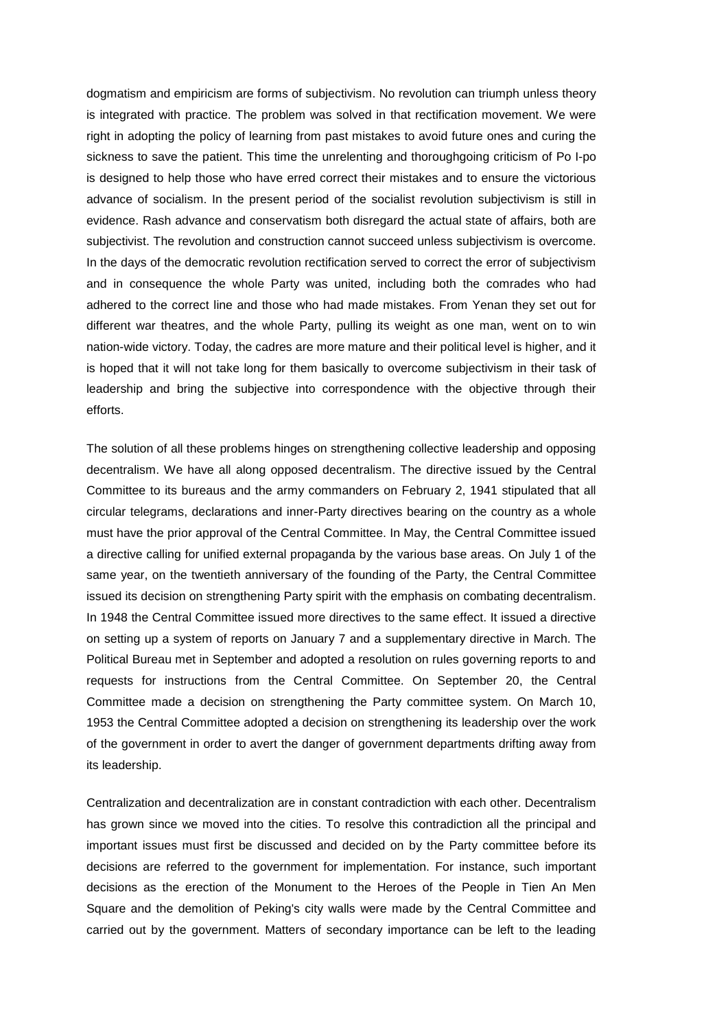dogmatism and empiricism are forms of subjectivism. No revolution can triumph unless theory is integrated with practice. The problem was solved in that rectification movement. We were right in adopting the policy of learning from past mistakes to avoid future ones and curing the sickness to save the patient. This time the unrelenting and thoroughgoing criticism of Po I-po is designed to help those who have erred correct their mistakes and to ensure the victorious advance of socialism. In the present period of the socialist revolution subjectivism is still in evidence. Rash advance and conservatism both disregard the actual state of affairs, both are subjectivist. The revolution and construction cannot succeed unless subjectivism is overcome. In the days of the democratic revolution rectification served to correct the error of subjectivism and in consequence the whole Party was united, including both the comrades who had adhered to the correct line and those who had made mistakes. From Yenan they set out for different war theatres, and the whole Party, pulling its weight as one man, went on to win nation-wide victory. Today, the cadres are more mature and their political level is higher, and it is hoped that it will not take long for them basically to overcome subjectivism in their task of leadership and bring the subjective into correspondence with the objective through their efforts.

The solution of all these problems hinges on strengthening collective leadership and opposing decentralism. We have all along opposed decentralism. The directive issued by the Central Committee to its bureaus and the army commanders on February 2, 1941 stipulated that all circular telegrams, declarations and inner-Party directives bearing on the country as a whole must have the prior approval of the Central Committee. In May, the Central Committee issued a directive calling for unified external propaganda by the various base areas. On July 1 of the same year, on the twentieth anniversary of the founding of the Party, the Central Committee issued its decision on strengthening Party spirit with the emphasis on combating decentralism. In 1948 the Central Committee issued more directives to the same effect. It issued a directive on setting up a system of reports on January 7 and a supplementary directive in March. The Political Bureau met in September and adopted a resolution on rules governing reports to and requests for instructions from the Central Committee. On September 20, the Central Committee made a decision on strengthening the Party committee system. On March 10, 1953 the Central Committee adopted a decision on strengthening its leadership over the work of the government in order to avert the danger of government departments drifting away from its leadership.

Centralization and decentralization are in constant contradiction with each other. Decentralism has grown since we moved into the cities. To resolve this contradiction all the principal and important issues must first be discussed and decided on by the Party committee before its decisions are referred to the government for implementation. For instance, such important decisions as the erection of the Monument to the Heroes of the People in Tien An Men Square and the demolition of Peking's city walls were made by the Central Committee and carried out by the government. Matters of secondary importance can be left to the leading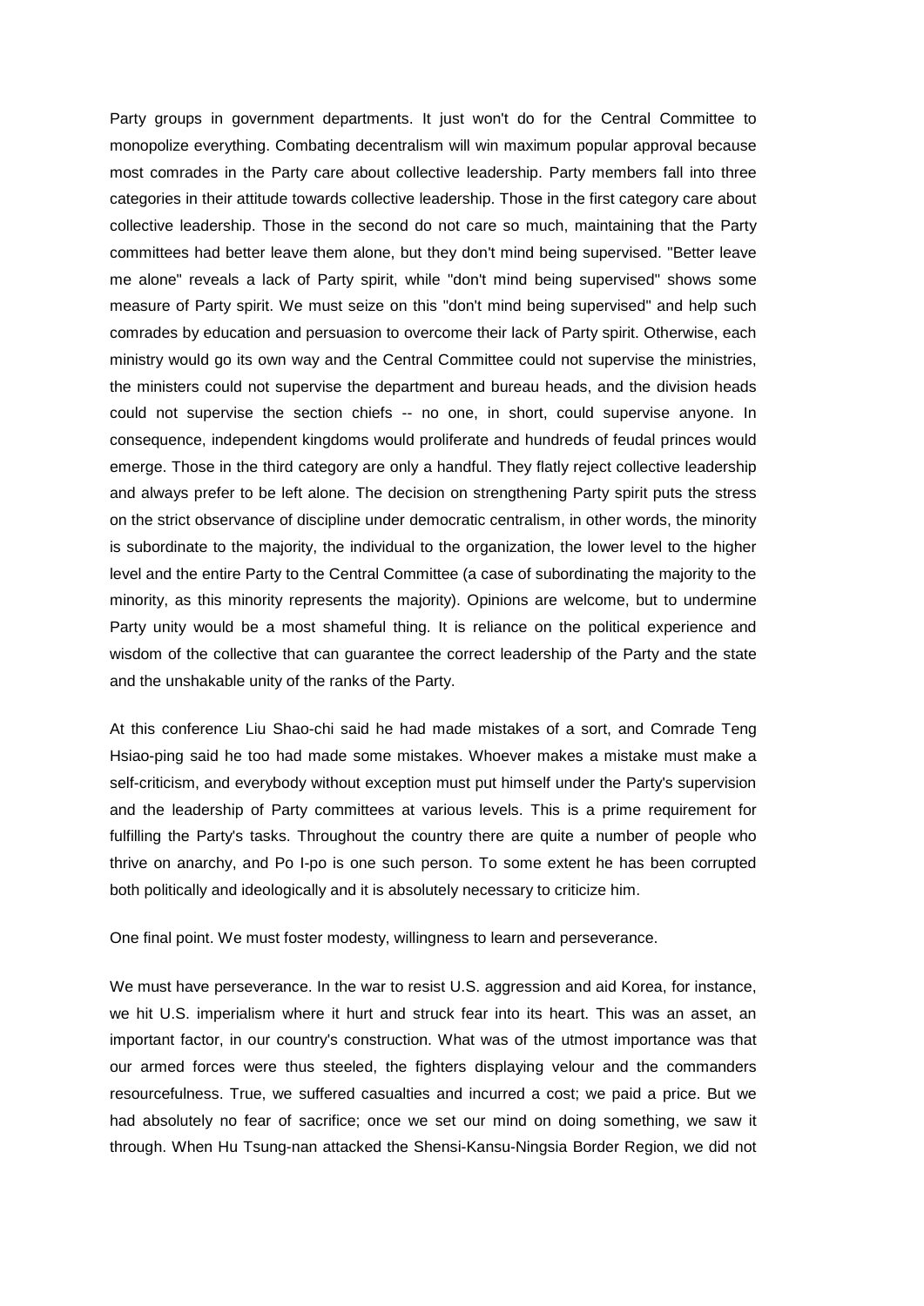Party groups in government departments. It just won't do for the Central Committee to monopolize everything. Combating decentralism will win maximum popular approval because most comrades in the Party care about collective leadership. Party members fall into three categories in their attitude towards collective leadership. Those in the first category care about collective leadership. Those in the second do not care so much, maintaining that the Party committees had better leave them alone, but they don't mind being supervised. "Better leave me alone" reveals a lack of Party spirit, while "don't mind being supervised" shows some measure of Party spirit. We must seize on this "don't mind being supervised" and help such comrades by education and persuasion to overcome their lack of Party spirit. Otherwise, each ministry would go its own way and the Central Committee could not supervise the ministries, the ministers could not supervise the department and bureau heads, and the division heads could not supervise the section chiefs -- no one, in short, could supervise anyone. In consequence, independent kingdoms would proliferate and hundreds of feudal princes would emerge. Those in the third category are only a handful. They flatly reject collective leadership and always prefer to be left alone. The decision on strengthening Party spirit puts the stress on the strict observance of discipline under democratic centralism, in other words, the minority is subordinate to the majority, the individual to the organization, the lower level to the higher level and the entire Party to the Central Committee (a case of subordinating the majority to the minority, as this minority represents the majority). Opinions are welcome, but to undermine Party unity would be a most shameful thing. It is reliance on the political experience and wisdom of the collective that can guarantee the correct leadership of the Party and the state and the unshakable unity of the ranks of the Party.

At this conference Liu Shao-chi said he had made mistakes of a sort, and Comrade Teng Hsiao-ping said he too had made some mistakes. Whoever makes a mistake must make a self-criticism, and everybody without exception must put himself under the Party's supervision and the leadership of Party committees at various levels. This is a prime requirement for fulfilling the Party's tasks. Throughout the country there are quite a number of people who thrive on anarchy, and Po I-po is one such person. To some extent he has been corrupted both politically and ideologically and it is absolutely necessary to criticize him.

One final point. We must foster modesty, willingness to learn and perseverance.

We must have perseverance. In the war to resist U.S. aggression and aid Korea, for instance, we hit U.S. imperialism where it hurt and struck fear into its heart. This was an asset, an important factor, in our country's construction. What was of the utmost importance was that our armed forces were thus steeled, the fighters displaying velour and the commanders resourcefulness. True, we suffered casualties and incurred a cost; we paid a price. But we had absolutely no fear of sacrifice; once we set our mind on doing something, we saw it through. When Hu Tsung-nan attacked the Shensi-Kansu-Ningsia Border Region, we did not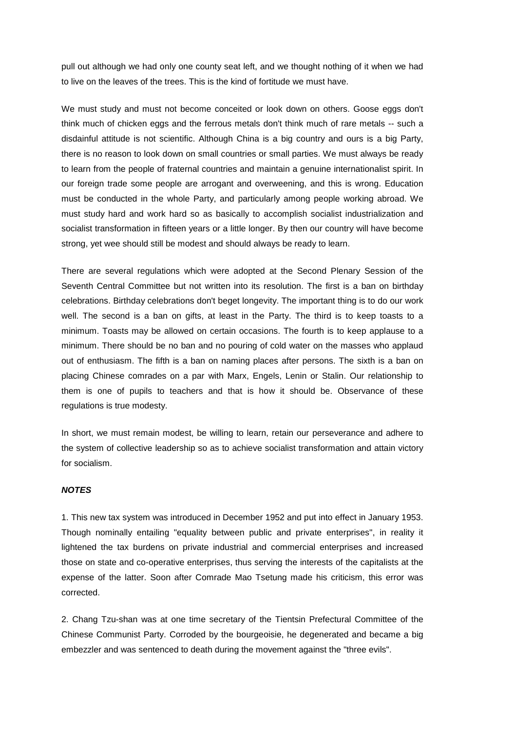pull out although we had only one county seat left, and we thought nothing of it when we had to live on the leaves of the trees. This is the kind of fortitude we must have.

We must study and must not become conceited or look down on others. Goose eggs don't think much of chicken eggs and the ferrous metals don't think much of rare metals -- such a disdainful attitude is not scientific. Although China is a big country and ours is a big Party, there is no reason to look down on small countries or small parties. We must always be ready to learn from the people of fraternal countries and maintain a genuine internationalist spirit. In our foreign trade some people are arrogant and overweening, and this is wrong. Education must be conducted in the whole Party, and particularly among people working abroad. We must study hard and work hard so as basically to accomplish socialist industrialization and socialist transformation in fifteen years or a little longer. By then our country will have become strong, yet wee should still be modest and should always be ready to learn.

There are several regulations which were adopted at the Second Plenary Session of the Seventh Central Committee but not written into its resolution. The first is a ban on birthday celebrations. Birthday celebrations don't beget longevity. The important thing is to do our work well. The second is a ban on gifts, at least in the Party. The third is to keep toasts to a minimum. Toasts may be allowed on certain occasions. The fourth is to keep applause to a minimum. There should be no ban and no pouring of cold water on the masses who applaud out of enthusiasm. The fifth is a ban on naming places after persons. The sixth is a ban on placing Chinese comrades on a par with Marx, Engels, Lenin or Stalin. Our relationship to them is one of pupils to teachers and that is how it should be. Observance of these regulations is true modesty.

In short, we must remain modest, be willing to learn, retain our perseverance and adhere to the system of collective leadership so as to achieve socialist transformation and attain victory for socialism.

***NOTES***

1. This new tax system was introduced in December 1952 and put into effect in January 1953. Though nominally entailing "equality between public and private enterprises", in reality it lightened the tax burdens on private industrial and commercial enterprises and increased those on state and co-operative enterprises, thus serving the interests of the capitalists at the expense of the latter. Soon after Comrade Mao Tsetung made his criticism, this error was corrected.

2. Chang Tzu-shan was at one time secretary of the Tientsin Prefectural Committee of the Chinese Communist Party. Corroded by the bourgeoisie, he degenerated and became a big embezzler and was sentenced to death during the movement against the "three evils".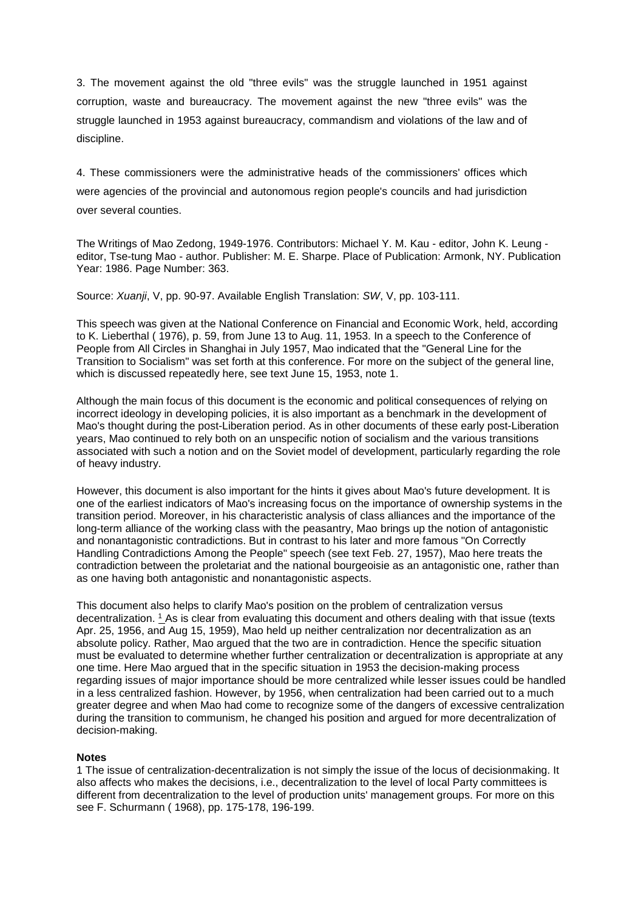3. The movement against the old "three evils" was the struggle launched in 1951 against corruption, waste and bureaucracy. The movement against the new "three evils" was the struggle launched in 1953 against bureaucracy, commandism and violations of the law and of discipline.

4. These commissioners were the administrative heads of the commissioners' offices which were agencies of the provincial and autonomous region people's councils and had jurisdiction over several counties.

The Writings of Mao Zedong, 1949-1976. Contributors: Michael Y. M. Kau - editor, John K. Leung - editor, Tse-tung Mao - author. Publisher: M. E. Sharpe. Place of Publication: Armonk, NY. Publication Year: 1986. Page Number: 363.

Source: *Xuanji*, V, pp. 90-97. Available English Translation: *SW*, V, pp. 103-111.

This speech was given at the National Conference on Financial and Economic Work, held, according to K. Lieberthal ( 1976), p. 59, from June 13 to Aug. 11, 1953. In a speech to the Conference of People from All Circles in Shanghai in July 1957, Mao indicated that the "General Line for the Transition to Socialism" was set forth at this conference. For more on the subject of the general line, which is discussed repeatedly here, see text June 15, 1953, note 1.

Although the main focus of this document is the economic and political consequences of relying on incorrect ideology in developing policies, it is also important as a benchmark in the development of Mao's thought during the post-Liberation period. As in other documents of these early post-Liberation years, Mao continued to rely both on an unspecific notion of socialism and the various transitions associated with such a notion and on the Soviet model of development, particularly regarding the role of heavy industry.

However, this document is also important for the hints it gives about Mao's future development. It is one of the earliest indicators of Mao's increasing focus on the importance of ownership systems in the transition period. Moreover, in his characteristic analysis of class alliances and the importance of the long-term alliance of the working class with the peasantry, Mao brings up the notion of antagonistic and nonantagonistic contradictions. But in contrast to his later and more famous "On Correctly Handling Contradictions Among the People" speech (see text Feb. 27, 1957), Mao here treats the contradiction between the proletariat and the national bourgeoisie as an antagonistic one, rather than as one having both antagonistic and nonantagonistic aspects.

This document also helps to clarify Mao's position on the problem of centralization versus decentralization. [1] As is clear from evaluating this document and others dealing with that issue (texts Apr. 25, 1956, and Aug 15, 1959), Mao held up neither centralization nor decentralization as an absolute policy. Rather, Mao argued that the two are in contradiction. Hence the specific situation must be evaluated to determine whether further centralization or decentralization is appropriate at any one time. Here Mao argued that in the specific situation in 1953 the decision-making process regarding issues of major importance should be more centralized while lesser issues could be handled in a less centralized fashion. However, by 1956, when centralization had been carried out to a much greater degree and when Mao had come to recognize some of the dangers of excessive centralization during the transition to communism, he changed his position and argued for more decentralization of decision-making.

**Notes**

1 The issue of centralization-decentralization is not simply the issue of the locus of decisionmaking. It also affects who makes the decisions, i.e., decentralization to the level of local Party committees is different from decentralization to the level of production units' management groups. For more on this see F. Schurmann ( 1968), pp. 175-178, 196-199.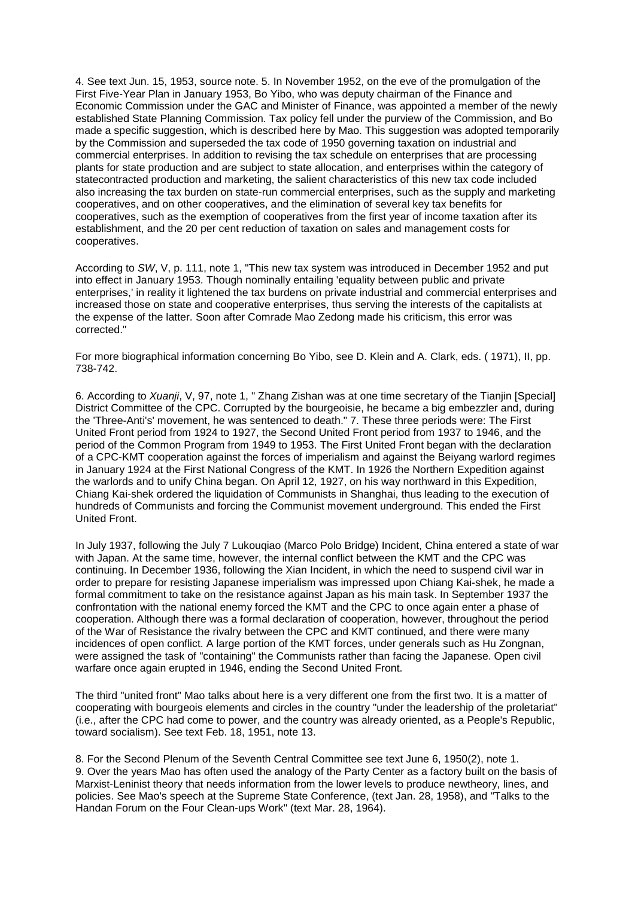4. See text Jun. 15, 1953, source note. 5. In November 1952, on the eve of the promulgation of the First Five-Year Plan in January 1953, Bo Yibo, who was deputy chairman of the Finance and Economic Commission under the GAC and Minister of Finance, was appointed a member of the newly established State Planning Commission. Tax policy fell under the purview of the Commission, and Bo made a specific suggestion, which is described here by Mao. This suggestion was adopted temporarily by the Commission and superseded the tax code of 1950 governing taxation on industrial and commercial enterprises. In addition to revising the tax schedule on enterprises that are processing plants for state production and are subject to state allocation, and enterprises within the category of statecontracted production and marketing, the salient characteristics of this new tax code included also increasing the tax burden on state-run commercial enterprises, such as the supply and marketing cooperatives, and on other cooperatives, and the elimination of several key tax benefits for cooperatives, such as the exemption of cooperatives from the first year of income taxation after its establishment, and the 20 per cent reduction of taxation on sales and management costs for cooperatives.

According to *SW*, V, p. 111, note 1, "This new tax system was introduced in December 1952 and put into effect in January 1953. Though nominally entailing 'equality between public and private enterprises,' in reality it lightened the tax burdens on private industrial and commercial enterprises and increased those on state and cooperative enterprises, thus serving the interests of the capitalists at the expense of the latter. Soon after Comrade Mao Zedong made his criticism, this error was corrected."

For more biographical information concerning Bo Yibo, see D. Klein and A. Clark, eds. ( 1971), II, pp. 738-742.

6. According to *Xuanji*, V, 97, note 1, " Zhang Zishan was at one time secretary of the Tianjin [Special] District Committee of the CPC. Corrupted by the bourgeoisie, he became a big embezzler and, during the 'Three-Anti's' movement, he was sentenced to death." 7. These three periods were: The First United Front period from 1924 to 1927, the Second United Front period from 1937 to 1946, and the period of the Common Program from 1949 to 1953. The First United Front began with the declaration of a CPC-KMT cooperation against the forces of imperialism and against the Beiyang warlord regimes in January 1924 at the First National Congress of the KMT. In 1926 the Northern Expedition against the warlords and to unify China began. On April 12, 1927, on his way northward in this Expedition, Chiang Kai-shek ordered the liquidation of Communists in Shanghai, thus leading to the execution of hundreds of Communists and forcing the Communist movement underground. This ended the First United Front.

In July 1937, following the July 7 Lukouqiao (Marco Polo Bridge) Incident, China entered a state of war with Japan. At the same time, however, the internal conflict between the KMT and the CPC was continuing. In December 1936, following the Xian Incident, in which the need to suspend civil war in order to prepare for resisting Japanese imperialism was impressed upon Chiang Kai-shek, he made a formal commitment to take on the resistance against Japan as his main task. In September 1937 the confrontation with the national enemy forced the KMT and the CPC to once again enter a phase of cooperation. Although there was a formal declaration of cooperation, however, throughout the period of the War of Resistance the rivalry between the CPC and KMT continued, and there were many incidences of open conflict. A large portion of the KMT forces, under generals such as Hu Zongnan, were assigned the task of "containing" the Communists rather than facing the Japanese. Open civil warfare once again erupted in 1946, ending the Second United Front.

The third "united front" Mao talks about here is a very different one from the first two. It is a matter of cooperating with bourgeois elements and circles in the country "under the leadership of the proletariat" (i.e., after the CPC had come to power, and the country was already oriented, as a People's Republic, toward socialism). See text Feb. 18, 1951, note 13.

8. For the Second Plenum of the Seventh Central Committee see text June 6, 1950(2), note 1.
9. Over the years Mao has often used the analogy of the Party Center as a factory built on the basis of Marxist-Leninist theory that needs information from the lower levels to produce newtheory, lines, and policies. See Mao's speech at the Supreme State Conference, (text Jan. 28, 1958), and "Talks to the Handan Forum on the Four Clean-ups Work" (text Mar. 28, 1964).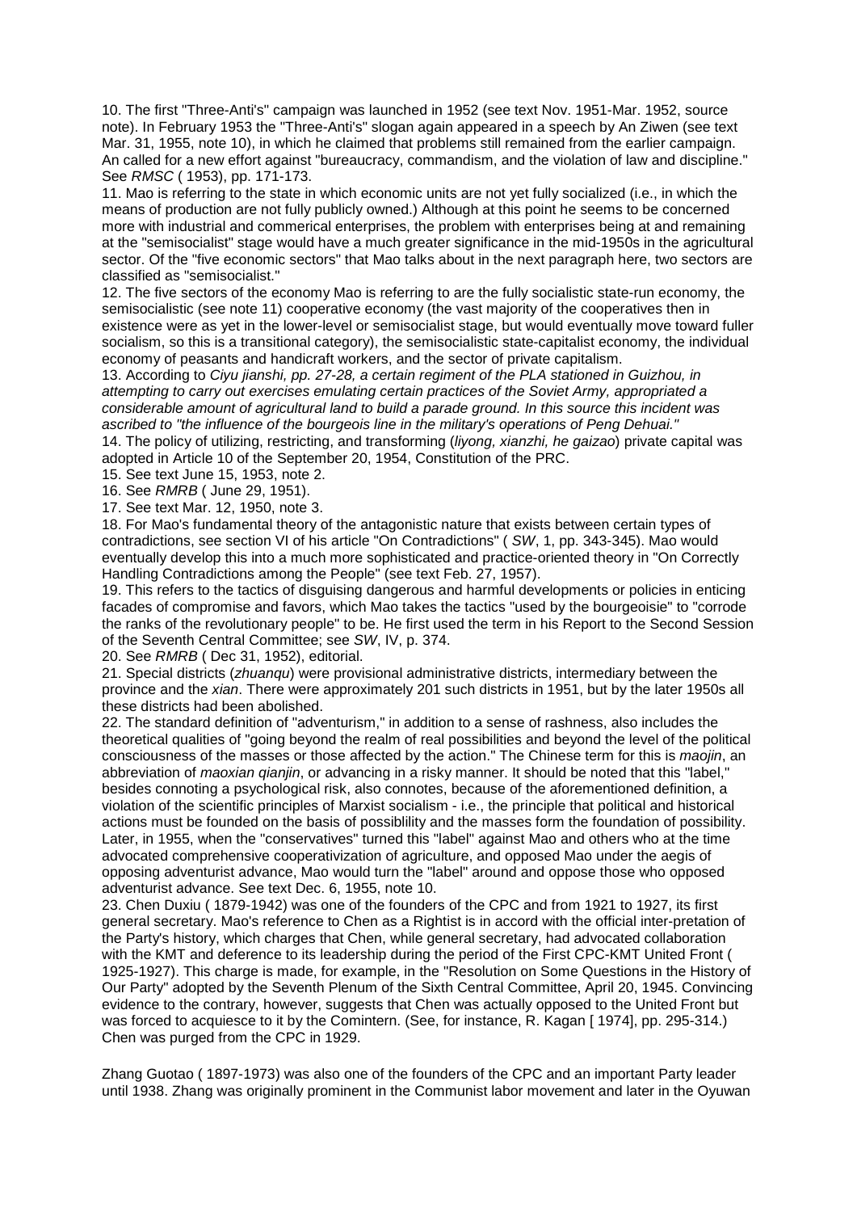10. The first "Three-Anti's" campaign was launched in 1952 (see text Nov. 1951-Mar. 1952, source note). In February 1953 the "Three-Anti's" slogan again appeared in a speech by An Ziwen (see text Mar. 31, 1955, note 10), in which he claimed that problems still remained from the earlier campaign. An called for a new effort against "bureaucracy, commandism, and the violation of law and discipline." See *RMSC* ( 1953), pp. 171-173.

11. Mao is referring to the state in which economic units are not yet fully socialized (i.e., in which the means of production are not fully publicly owned.) Although at this point he seems to be concerned more with industrial and commerical enterprises, the problem with enterprises being at and remaining at the "semisocialist" stage would have a much greater significance in the mid-1950s in the agricultural sector. Of the "five economic sectors" that Mao talks about in the next paragraph here, two sectors are classified as "semisocialist."

12. The five sectors of the economy Mao is referring to are the fully socialistic state-run economy, the semisocialistic (see note 11) cooperative economy (the vast majority of the cooperatives then in existence were as yet in the lower-level or semisocialist stage, but would eventually move toward fuller socialism, so this is a transitional category), the semisocialistic state-capitalist economy, the individual economy of peasants and handicraft workers, and the sector of private capitalism.

13. According to *Ciyu jianshi, pp. 27-28, a certain regiment of the PLA stationed in Guizhou, in attempting to carry out exercises emulating certain practices of the Soviet Army, appropriated a considerable amount of agricultural land to build a parade ground. In this source this incident was ascribed to "the influence of the bourgeois line in the military's operations of Peng Dehuai."*

14. The policy of utilizing, restricting, and transforming (*liyong, xianzhi, he gaizao*) private capital was adopted in Article 10 of the September 20, 1954, Constitution of the PRC.

15. See text June 15, 1953, note 2.

16. See *RMRB* ( June 29, 1951).

17. See text Mar. 12, 1950, note 3.

18. For Mao's fundamental theory of the antagonistic nature that exists between certain types of contradictions, see section VI of his article "On Contradictions" ( *SW*, 1, pp. 343-345). Mao would eventually develop this into a much more sophisticated and practice-oriented theory in "On Correctly Handling Contradictions among the People" (see text Feb. 27, 1957).

19. This refers to the tactics of disguising dangerous and harmful developments or policies in enticing facades of compromise and favors, which Mao takes the tactics "used by the bourgeoisie" to "corrode the ranks of the revolutionary people" to be. He first used the term in his Report to the Second Session of the Seventh Central Committee; see *SW*, IV, p. 374.

20. See *RMRB* ( Dec 31, 1952), editorial.

21. Special districts (*zhuanqu*) were provisional administrative districts, intermediary between the province and the *xian*. There were approximately 201 such districts in 1951, but by the later 1950s all these districts had been abolished.

22. The standard definition of "adventurism," in addition to a sense of rashness, also includes the theoretical qualities of "going beyond the realm of real possibilities and beyond the level of the political consciousness of the masses or those affected by the action." The Chinese term for this is *maojin*, an abbreviation of *maoxian qianjin*, or advancing in a risky manner. It should be noted that this "label," besides connoting a psychological risk, also connotes, because of the aforementioned definition, a violation of the scientific principles of Marxist socialism - i.e., the principle that political and historical actions must be founded on the basis of possiblility and the masses form the foundation of possibility. Later, in 1955, when the "conservatives" turned this "label" against Mao and others who at the time advocated comprehensive cooperativization of agriculture, and opposed Mao under the aegis of opposing adventurist advance, Mao would turn the "label" around and oppose those who opposed adventurist advance. See text Dec. 6, 1955, note 10.

23. Chen Duxiu ( 1879-1942) was one of the founders of the CPC and from 1921 to 1927, its first general secretary. Mao's reference to Chen as a Rightist is in accord with the official inter-pretation of the Party's history, which charges that Chen, while general secretary, had advocated collaboration with the KMT and deference to its leadership during the period of the First CPC-KMT United Front ( 1925-1927). This charge is made, for example, in the "Resolution on Some Questions in the History of Our Party" adopted by the Seventh Plenum of the Sixth Central Committee, April 20, 1945. Convincing evidence to the contrary, however, suggests that Chen was actually opposed to the United Front but was forced to acquiesce to it by the Comintern. (See, for instance, R. Kagan [ 1974], pp. 295-314.) Chen was purged from the CPC in 1929.

Zhang Guotao ( 1897-1973) was also one of the founders of the CPC and an important Party leader until 1938. Zhang was originally prominent in the Communist labor movement and later in the Oyuwan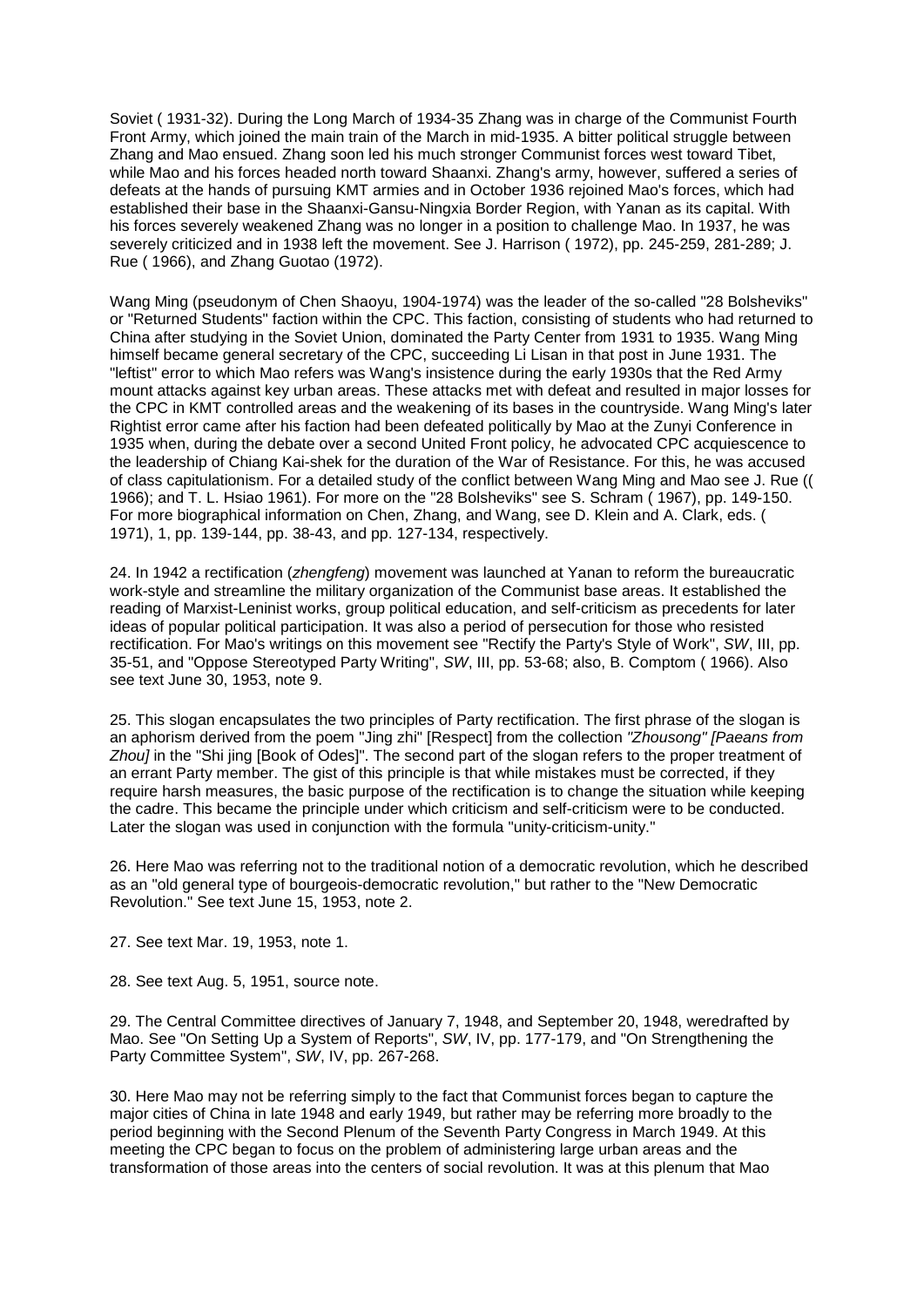Soviet ( 1931-32). During the Long March of 1934-35 Zhang was in charge of the Communist Fourth Front Army, which joined the main train of the March in mid-1935. A bitter political struggle between Zhang and Mao ensued. Zhang soon led his much stronger Communist forces west toward Tibet, while Mao and his forces headed north toward Shaanxi. Zhang's army, however, suffered a series of defeats at the hands of pursuing KMT armies and in October 1936 rejoined Mao's forces, which had established their base in the Shaanxi-Gansu-Ningxia Border Region, with Yanan as its capital. With his forces severely weakened Zhang was no longer in a position to challenge Mao. In 1937, he was severely criticized and in 1938 left the movement. See J. Harrison ( 1972), pp. 245-259, 281-289; J. Rue ( 1966), and Zhang Guotao (1972).

Wang Ming (pseudonym of Chen Shaoyu, 1904-1974) was the leader of the so-called "28 Bolsheviks" or "Returned Students" faction within the CPC. This faction, consisting of students who had returned to China after studying in the Soviet Union, dominated the Party Center from 1931 to 1935. Wang Ming himself became general secretary of the CPC, succeeding Li Lisan in that post in June 1931. The "leftist" error to which Mao refers was Wang's insistence during the early 1930s that the Red Army mount attacks against key urban areas. These attacks met with defeat and resulted in major losses for the CPC in KMT controlled areas and the weakening of its bases in the countryside. Wang Ming's later Rightist error came after his faction had been defeated politically by Mao at the Zunyi Conference in 1935 when, during the debate over a second United Front policy, he advocated CPC acquiescence to the leadership of Chiang Kai-shek for the duration of the War of Resistance. For this, he was accused of class capitulationism. For a detailed study of the conflict between Wang Ming and Mao see J. Rue (( 1966); and T. L. Hsiao 1961). For more on the "28 Bolsheviks" see S. Schram ( 1967), pp. 149-150. For more biographical information on Chen, Zhang, and Wang, see D. Klein and A. Clark, eds. ( 1971), 1, pp. 139-144, pp. 38-43, and pp. 127-134, respectively.

24. In 1942 a rectification (*zhengfeng*) movement was launched at Yanan to reform the bureaucratic work-style and streamline the military organization of the Communist base areas. It established the reading of Marxist-Leninist works, group political education, and self-criticism as precedents for later ideas of popular political participation. It was also a period of persecution for those who resisted rectification. For Mao's writings on this movement see "Rectify the Party's Style of Work", *SW*, III, pp. 35-51, and "Oppose Stereotyped Party Writing", *SW*, III, pp. 53-68; also, B. Comptom ( 1966). Also see text June 30, 1953, note 9.

25. This slogan encapsulates the two principles of Party rectification. The first phrase of the slogan is an aphorism derived from the poem "Jing zhi" [Respect] from the collection *"Zhousong" [Paeans from Zhou]* in the "Shi jing [Book of Odes]". The second part of the slogan refers to the proper treatment of an errant Party member. The gist of this principle is that while mistakes must be corrected, if they require harsh measures, the basic purpose of the rectification is to change the situation while keeping the cadre. This became the principle under which criticism and self-criticism were to be conducted. Later the slogan was used in conjunction with the formula "unity-criticism-unity."

26. Here Mao was referring not to the traditional notion of a democratic revolution, which he described as an "old general type of bourgeois-democratic revolution," but rather to the "New Democratic Revolution." See text June 15, 1953, note 2.

27. See text Mar. 19, 1953, note 1.

28. See text Aug. 5, 1951, source note.

29. The Central Committee directives of January 7, 1948, and September 20, 1948, weredrafted by Mao. See "On Setting Up a System of Reports", *SW*, IV, pp. 177-179, and "On Strengthening the Party Committee System", *SW*, IV, pp. 267-268.

30. Here Mao may not be referring simply to the fact that Communist forces began to capture the major cities of China in late 1948 and early 1949, but rather may be referring more broadly to the period beginning with the Second Plenum of the Seventh Party Congress in March 1949. At this meeting the CPC began to focus on the problem of administering large urban areas and the transformation of those areas into the centers of social revolution. It was at this plenum that Mao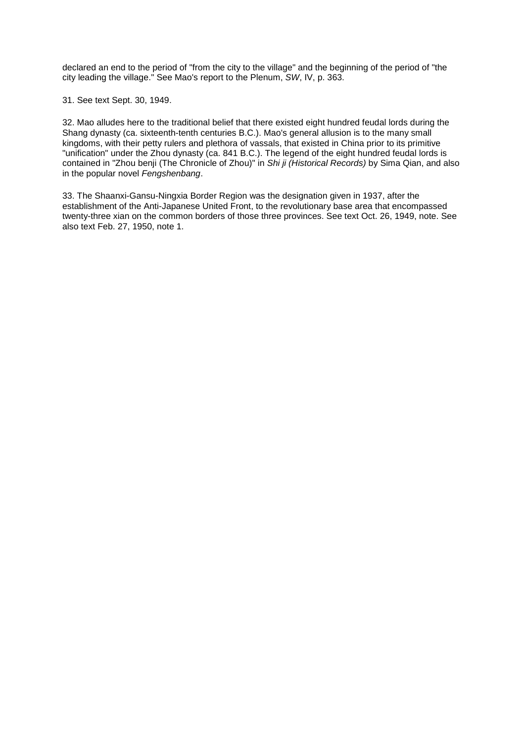declared an end to the period of "from the city to the village" and the beginning of the period of "the city leading the village." See Mao's report to the Plenum, *SW*, IV, p. 363.

31. See text Sept. 30, 1949.

32. Mao alludes here to the traditional belief that there existed eight hundred feudal lords during the Shang dynasty (ca. sixteenth-tenth centuries B.C.). Mao's general allusion is to the many small kingdoms, with their petty rulers and plethora of vassals, that existed in China prior to its primitive "unification" under the Zhou dynasty (ca. 841 B.C.). The legend of the eight hundred feudal lords is contained in "Zhou benji (The Chronicle of Zhou)" in *Shi ji (Historical Records)* by Sima Qian, and also in the popular novel *Fengshenbang*.

33. The Shaanxi-Gansu-Ningxia Border Region was the designation given in 1937, after the establishment of the Anti-Japanese United Front, to the revolutionary base area that encompassed twenty-three xian on the common borders of those three provinces. See text Oct. 26, 1949, note. See also text Feb. 27, 1950, note 1.